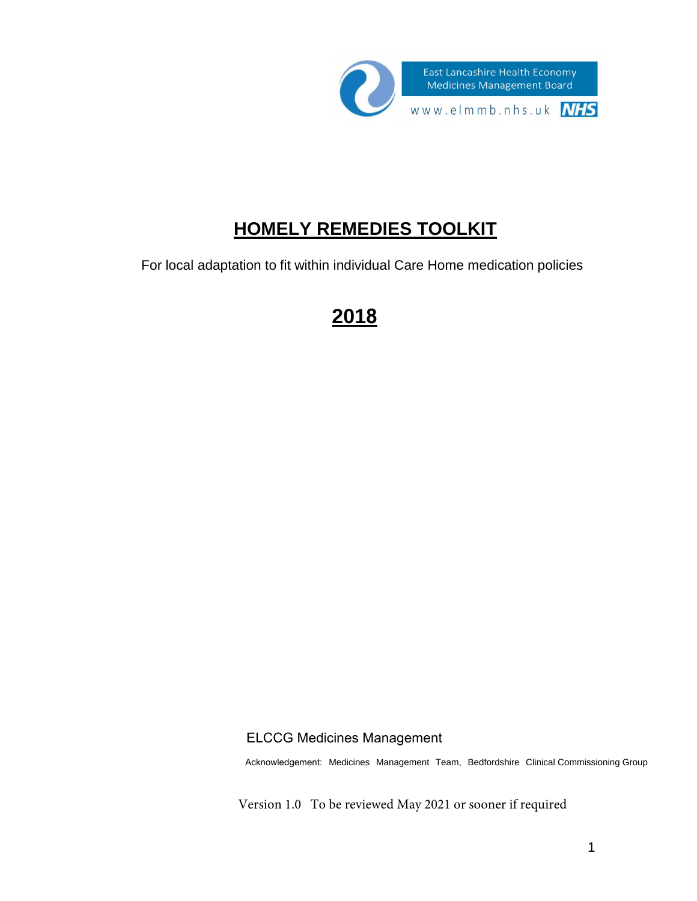East Lancashire Health Economy
Medicines Management Board

www.elmmb.nhs.uk NHS

# HOMELY REMEDIES TOOLKIT

For local adaptation to fit within individual Care Home medication policies

## 2018

ELCCG Medicines Management

Acknowledgement: Medicines Management Team, Bedfordshire Clinical Commissioning Group

Version 1.0 To be reviewed May 2021 or sooner if required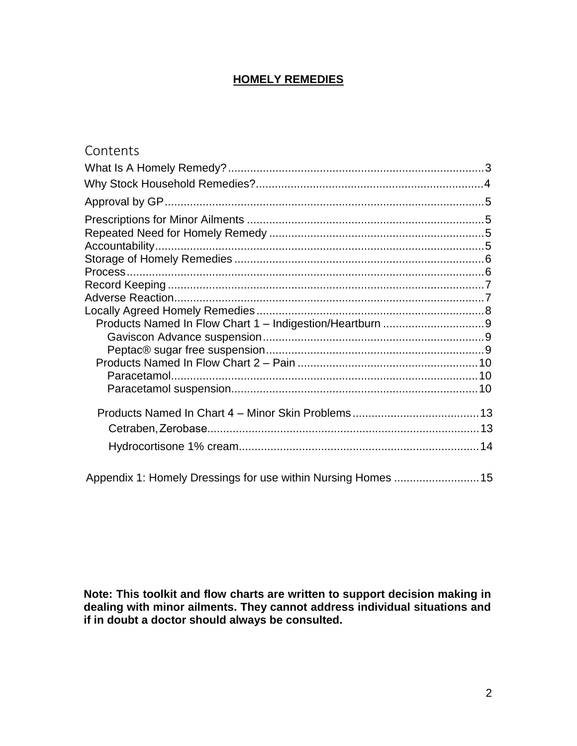**HOMELY REMEDIES**

## Contents

What Is A Homely Remedy? ..... 3
Why Stock Household Remedies? ..... 4
Approval by GP ..... 5
Prescriptions for Minor Ailments ..... 5
Repeated Need for Homely Remedy ..... 5
Accountability ..... 5
Storage of Homely Remedies ..... 6
Process ..... 6
Record Keeping ..... 7
Adverse Reaction ..... 7
Locally Agreed Homely Remedies ..... 8
- Products Named In Flow Chart 1 – Indigestion/Heartburn ..... 9
  - Gaviscon Advance suspension ..... 9
  - Peptac® sugar free suspension ..... 9
- Products Named In Flow Chart 2 – Pain ..... 10
  - Paracetamol ..... 10
  - Paracetamol suspension ..... 10
- Products Named In Chart 4 – Minor Skin Problems ..... 13
  - Cetraben, Zerobase ..... 13
  - Hydrocortisone 1% cream ..... 14

Appendix 1: Homely Dressings for use within Nursing Homes ..... 15

**Note: This toolkit and flow charts are written to support decision making in dealing with minor ailments. They cannot address individual situations and if in doubt a doctor should always be consulted.**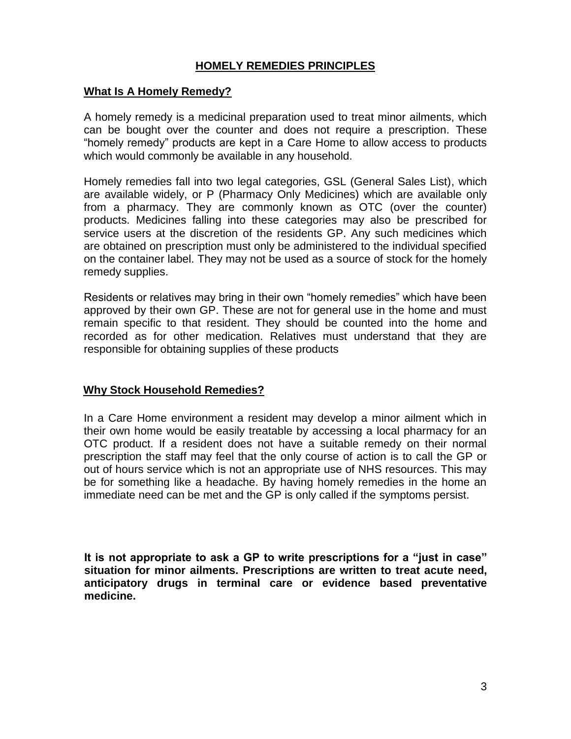# HOMELY REMEDIES PRINCIPLES

## What Is A Homely Remedy?

A homely remedy is a medicinal preparation used to treat minor ailments, which can be bought over the counter and does not require a prescription. These "homely remedy" products are kept in a Care Home to allow access to products which would commonly be available in any household.

Homely remedies fall into two legal categories, GSL (General Sales List), which are available widely, or P (Pharmacy Only Medicines) which are available only from a pharmacy. They are commonly known as OTC (over the counter) products. Medicines falling into these categories may also be prescribed for service users at the discretion of the residents GP. Any such medicines which are obtained on prescription must only be administered to the individual specified on the container label. They may not be used as a source of stock for the homely remedy supplies.

Residents or relatives may bring in their own "homely remedies" which have been approved by their own GP. These are not for general use in the home and must remain specific to that resident. They should be counted into the home and recorded as for other medication. Relatives must understand that they are responsible for obtaining supplies of these products

## Why Stock Household Remedies?

In a Care Home environment a resident may develop a minor ailment which in their own home would be easily treatable by accessing a local pharmacy for an OTC product. If a resident does not have a suitable remedy on their normal prescription the staff may feel that the only course of action is to call the GP or out of hours service which is not an appropriate use of NHS resources. This may be for something like a headache. By having homely remedies in the home an immediate need can be met and the GP is only called if the symptoms persist.

**It is not appropriate to ask a GP to write prescriptions for a "just in case" situation for minor ailments. Prescriptions are written to treat acute need, anticipatory drugs in terminal care or evidence based preventative medicine.**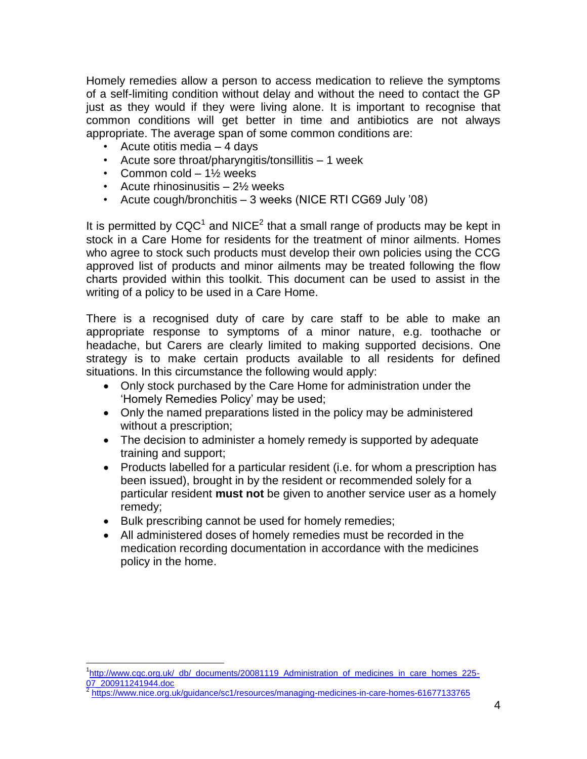Homely remedies allow a person to access medication to relieve the symptoms of a self-limiting condition without delay and without the need to contact the GP just as they would if they were living alone. It is important to recognise that common conditions will get better in time and antibiotics are not always appropriate. The average span of some common conditions are:

- Acute otitis media – 4 days
- Acute sore throat/pharyngitis/tonsillitis – 1 week
- Common cold – 1½ weeks
- Acute rhinosinusitis – 2½ weeks
- Acute cough/bronchitis – 3 weeks (NICE RTI CG69 July '08)

It is permitted by CQC[1] and NICE[2] that a small range of products may be kept in stock in a Care Home for residents for the treatment of minor ailments. Homes who agree to stock such products must develop their own policies using the CCG approved list of products and minor ailments may be treated following the flow charts provided within this toolkit. This document can be used to assist in the writing of a policy to be used in a Care Home.

There is a recognised duty of care by care staff to be able to make an appropriate response to symptoms of a minor nature, e.g. toothache or headache, but Carers are clearly limited to making supported decisions. One strategy is to make certain products available to all residents for defined situations. In this circumstance the following would apply:

- Only stock purchased by the Care Home for administration under the 'Homely Remedies Policy' may be used;
- Only the named preparations listed in the policy may be administered without a prescription;
- The decision to administer a homely remedy is supported by adequate training and support;
- Products labelled for a particular resident (i.e. for whom a prescription has been issued), brought in by the resident or recommended solely for a particular resident **must not** be given to another service user as a homely remedy;
- Bulk prescribing cannot be used for homely remedies;
- All administered doses of homely remedies must be recorded in the medication recording documentation in accordance with the medicines policy in the home.

---

[1] http://www.cqc.org.uk/_db/_documents/20081119_Administration_of_medicines_in_care_homes_225-07_200911241944.doc

[2] https://www.nice.org.uk/guidance/sc1/resources/managing-medicines-in-care-homes-61677133765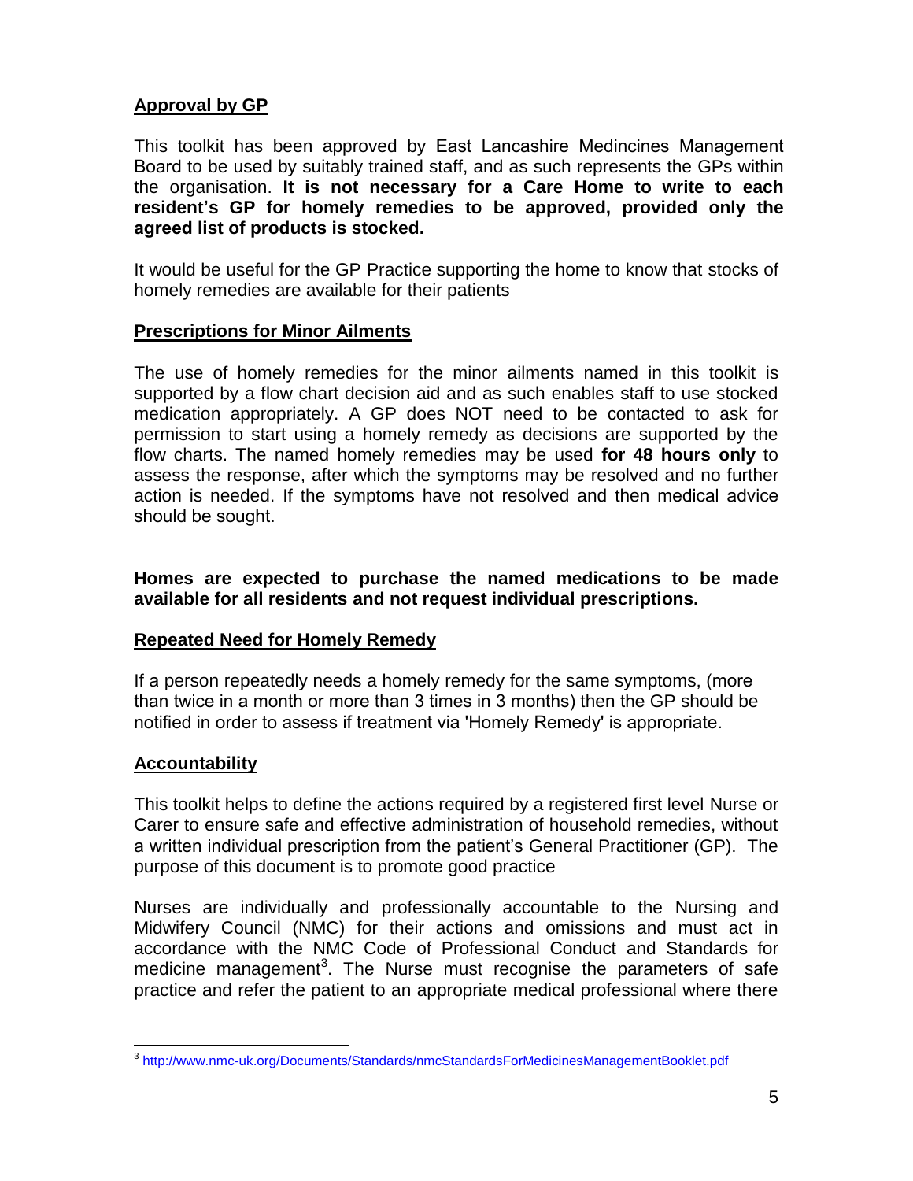## Approval by GP

This toolkit has been approved by East Lancashire Medincines Management Board to be used by suitably trained staff, and as such represents the GPs within the organisation. **It is not necessary for a Care Home to write to each resident's GP for homely remedies to be approved, provided only the agreed list of products is stocked.**

It would be useful for the GP Practice supporting the home to know that stocks of homely remedies are available for their patients

## Prescriptions for Minor Ailments

The use of homely remedies for the minor ailments named in this toolkit is supported by a flow chart decision aid and as such enables staff to use stocked medication appropriately. A GP does NOT need to be contacted to ask for permission to start using a homely remedy as decisions are supported by the flow charts. The named homely remedies may be used **for 48 hours only** to assess the response, after which the symptoms may be resolved and no further action is needed. If the symptoms have not resolved and then medical advice should be sought.

**Homes are expected to purchase the named medications to be made available for all residents and not request individual prescriptions.**

## Repeated Need for Homely Remedy

If a person repeatedly needs a homely remedy for the same symptoms, (more than twice in a month or more than 3 times in 3 months) then the GP should be notified in order to assess if treatment via 'Homely Remedy' is appropriate.

## Accountability

This toolkit helps to define the actions required by a registered first level Nurse or Carer to ensure safe and effective administration of household remedies, without a written individual prescription from the patient's General Practitioner (GP). The purpose of this document is to promote good practice

Nurses are individually and professionally accountable to the Nursing and Midwifery Council (NMC) for their actions and omissions and must act in accordance with the NMC Code of Professional Conduct and Standards for medicine management[3]. The Nurse must recognise the parameters of safe practice and refer the patient to an appropriate medical professional where there

---

[3] http://www.nmc-uk.org/Documents/Standards/nmcStandardsForMedicinesManagementBooklet.pdf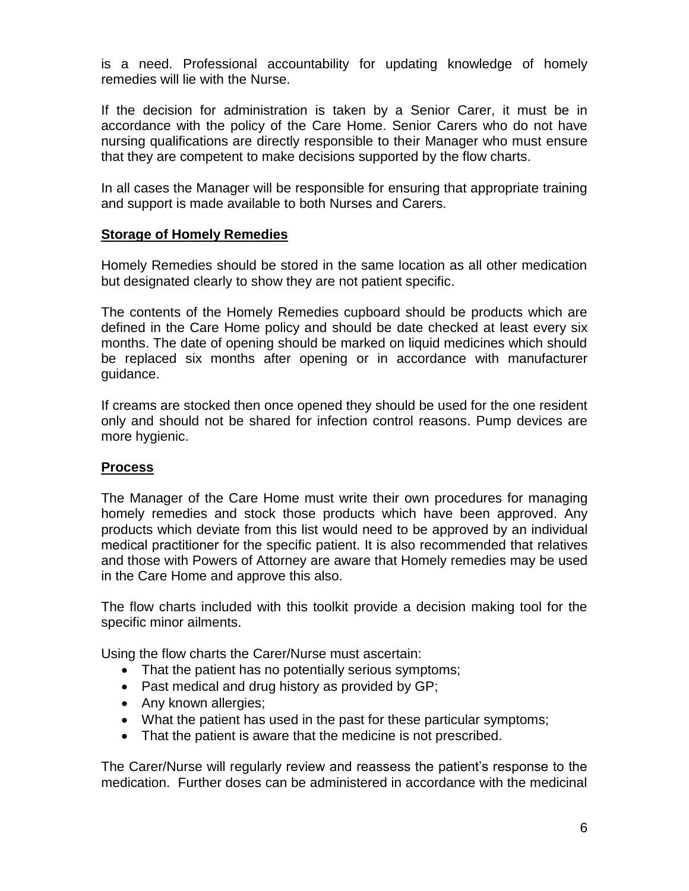is a need. Professional accountability for updating knowledge of homely remedies will lie with the Nurse.

If the decision for administration is taken by a Senior Carer, it must be in accordance with the policy of the Care Home. Senior Carers who do not have nursing qualifications are directly responsible to their Manager who must ensure that they are competent to make decisions supported by the flow charts.

In all cases the Manager will be responsible for ensuring that appropriate training and support is made available to both Nurses and Carers.

## Storage of Homely Remedies

Homely Remedies should be stored in the same location as all other medication but designated clearly to show they are not patient specific.

The contents of the Homely Remedies cupboard should be products which are defined in the Care Home policy and should be date checked at least every six months. The date of opening should be marked on liquid medicines which should be replaced six months after opening or in accordance with manufacturer guidance.

If creams are stocked then once opened they should be used for the one resident only and should not be shared for infection control reasons. Pump devices are more hygienic.

## Process

The Manager of the Care Home must write their own procedures for managing homely remedies and stock those products which have been approved. Any products which deviate from this list would need to be approved by an individual medical practitioner for the specific patient. It is also recommended that relatives and those with Powers of Attorney are aware that Homely remedies may be used in the Care Home and approve this also.

The flow charts included with this toolkit provide a decision making tool for the specific minor ailments.

Using the flow charts the Carer/Nurse must ascertain:

- That the patient has no potentially serious symptoms;
- Past medical and drug history as provided by GP;
- Any known allergies;
- What the patient has used in the past for these particular symptoms;
- That the patient is aware that the medicine is not prescribed.

The Carer/Nurse will regularly review and reassess the patient's response to the medication. Further doses can be administered in accordance with the medicinal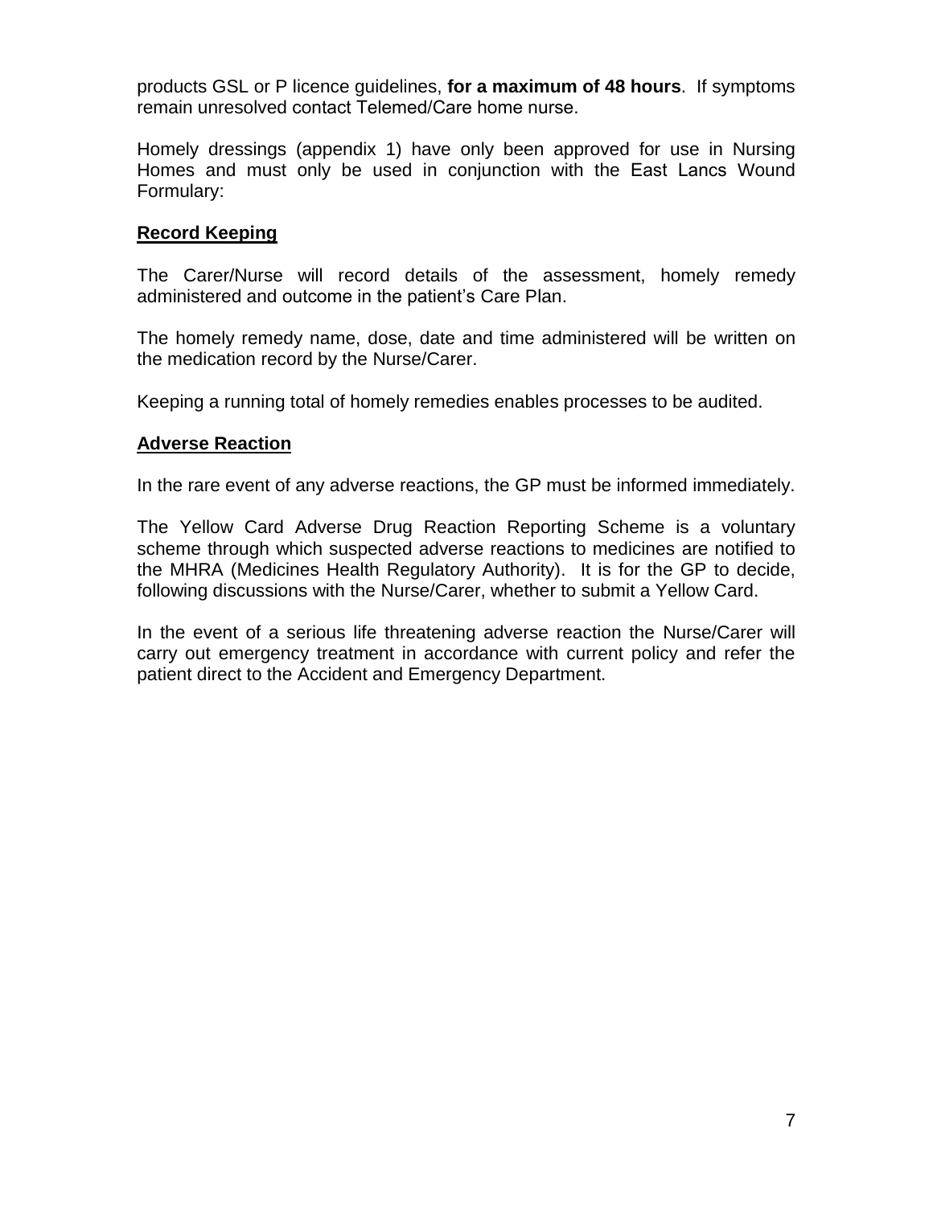products GSL or P licence guidelines, **for a maximum of 48 hours**. If symptoms remain unresolved contact Telemed/Care home nurse.

Homely dressings (appendix 1) have only been approved for use in Nursing Homes and must only be used in conjunction with the East Lancs Wound Formulary:

## Record Keeping

The Carer/Nurse will record details of the assessment, homely remedy administered and outcome in the patient's Care Plan.

The homely remedy name, dose, date and time administered will be written on the medication record by the Nurse/Carer.

Keeping a running total of homely remedies enables processes to be audited.

## Adverse Reaction

In the rare event of any adverse reactions, the GP must be informed immediately.

The Yellow Card Adverse Drug Reaction Reporting Scheme is a voluntary scheme through which suspected adverse reactions to medicines are notified to the MHRA (Medicines Health Regulatory Authority). It is for the GP to decide, following discussions with the Nurse/Carer, whether to submit a Yellow Card.

In the event of a serious life threatening adverse reaction the Nurse/Carer will carry out emergency treatment in accordance with current policy and refer the patient direct to the Accident and Emergency Department.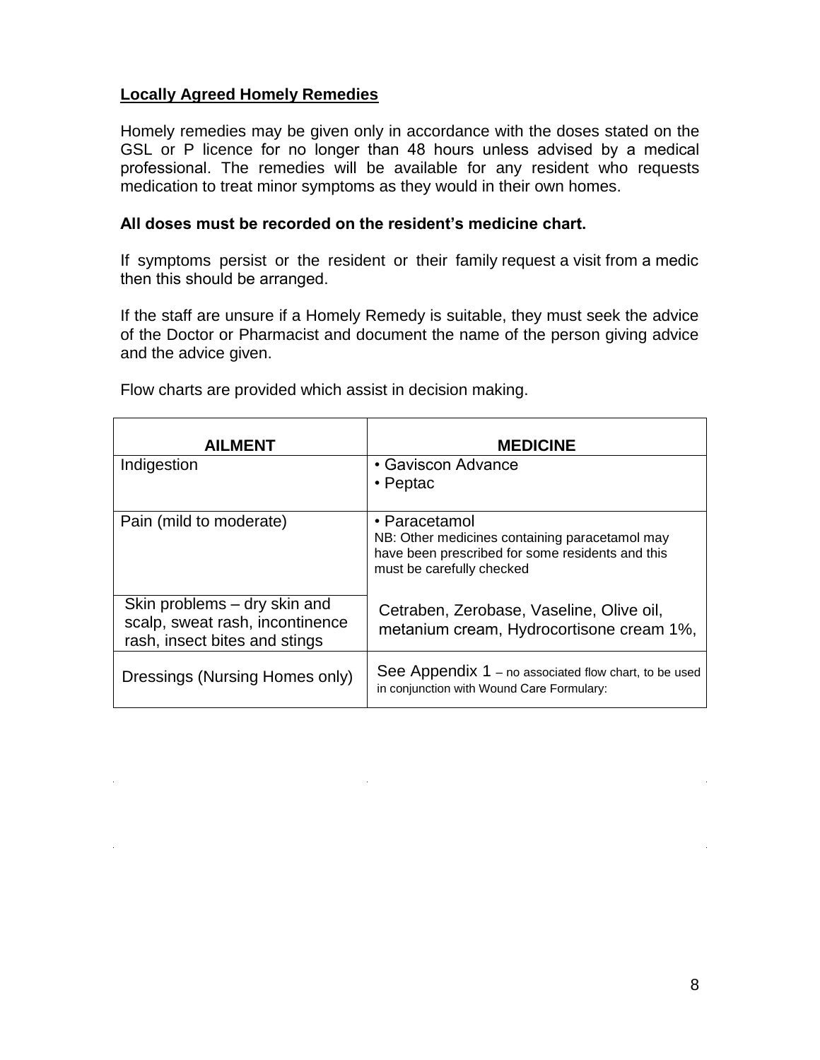**Locally Agreed Homely Remedies**

Homely remedies may be given only in accordance with the doses stated on the GSL or P licence for no longer than 48 hours unless advised by a medical professional. The remedies will be available for any resident who requests medication to treat minor symptoms as they would in their own homes.

**All doses must be recorded on the resident's medicine chart.**

If symptoms persist or the resident or their family request a visit from a medic then this should be arranged.

If the staff are unsure if a Homely Remedy is suitable, they must seek the advice of the Doctor or Pharmacist and document the name of the person giving advice and the advice given.

Flow charts are provided which assist in decision making.

| AILMENT | MEDICINE |
|---|---|
| Indigestion | • Gaviscon Advance<br>• Peptac |
| Pain (mild to moderate) | • Paracetamol<br>NB: Other medicines containing paracetamol may have been prescribed for some residents and this must be carefully checked |
| Skin problems – dry skin and scalp, sweat rash, incontinence rash, insect bites and stings | Cetraben, Zerobase, Vaseline, Olive oil, metanium cream, Hydrocortisone cream 1%, |
| Dressings (Nursing Homes only) | See Appendix 1 – no associated flow chart, to be used in conjunction with Wound Care Formulary: |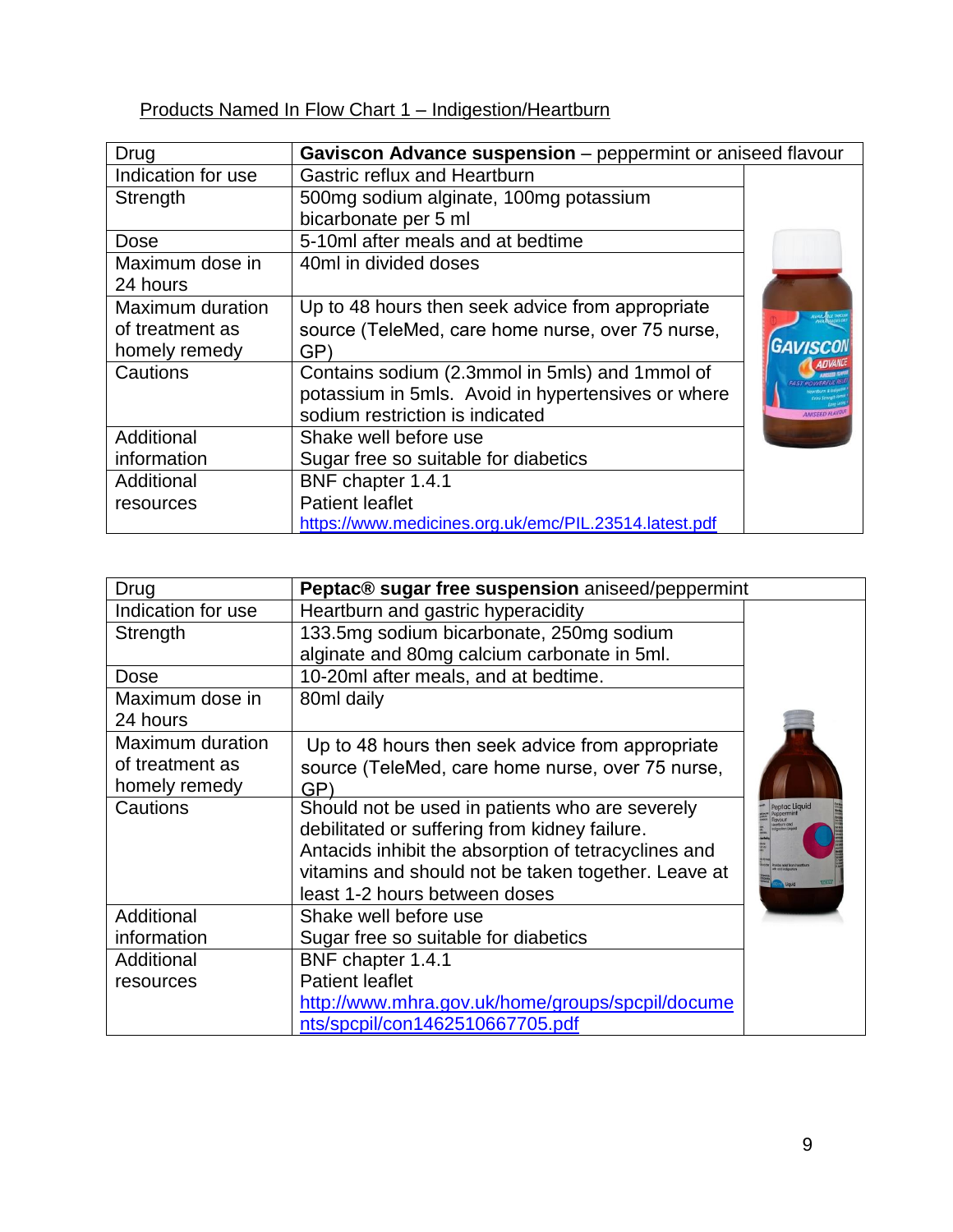Products Named In Flow Chart 1 – Indigestion/Heartburn

| Drug | **Gaviscon Advance suspension** – peppermint or aniseed flavour |
|---|---|
| Indication for use | Gastric reflux and Heartburn |
| Strength | 500mg sodium alginate, 100mg potassium bicarbonate per 5 ml |
| Dose | 5-10ml after meals and at bedtime |
| Maximum dose in 24 hours | 40ml in divided doses |
| Maximum duration of treatment as homely remedy | Up to 48 hours then seek advice from appropriate source (TeleMed, care home nurse, over 75 nurse, GP) |
| Cautions | Contains sodium (2.3mmol in 5mls) and 1mmol of potassium in 5mls. Avoid in hypertensives or where sodium restriction is indicated |
| Additional information | Shake well before use<br>Sugar free so suitable for diabetics |
| Additional resources | BNF chapter 1.4.1<br>Patient leaflet<br>https://www.medicines.org.uk/emc/PIL.23514.latest.pdf |

| Drug | **Peptac® sugar free suspension** aniseed/peppermint |
|---|---|
| Indication for use | Heartburn and gastric hyperacidity |
| Strength | 133.5mg sodium bicarbonate, 250mg sodium alginate and 80mg calcium carbonate in 5ml. |
| Dose | 10-20ml after meals, and at bedtime. |
| Maximum dose in 24 hours | 80ml daily |
| Maximum duration of treatment as homely remedy | Up to 48 hours then seek advice from appropriate source (TeleMed, care home nurse, over 75 nurse, GP) |
| Cautions | Should not be used in patients who are severely debilitated or suffering from kidney failure. Antacids inhibit the absorption of tetracyclines and vitamins and should not be taken together. Leave at least 1-2 hours between doses |
| Additional information | Shake well before use<br>Sugar free so suitable for diabetics |
| Additional resources | BNF chapter 1.4.1<br>Patient leaflet<br>http://www.mhra.gov.uk/home/groups/spcpil/documents/spcpil/con1462510667705.pdf |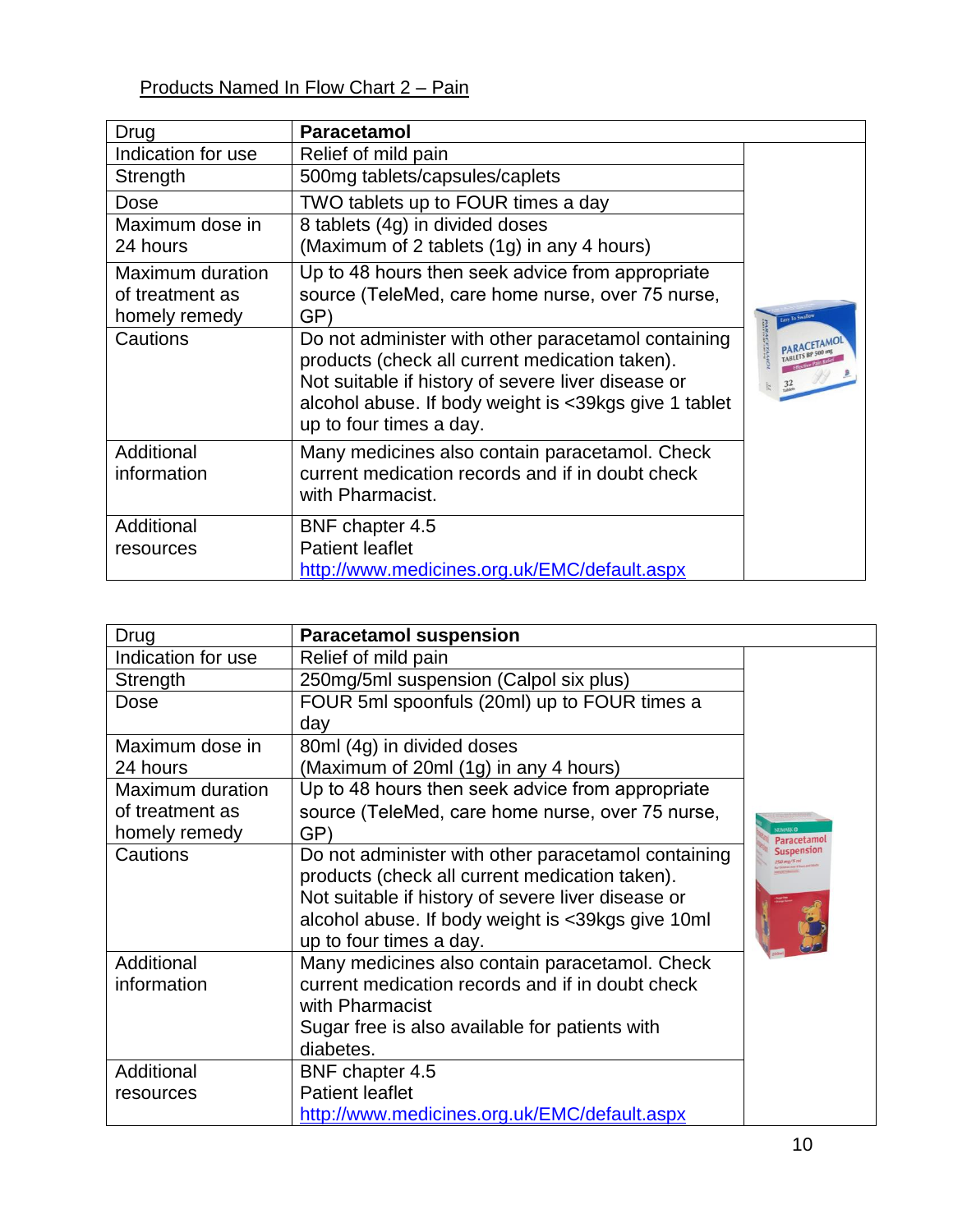Products Named In Flow Chart 2 – Pain

| Drug | **Paracetamol** |
| --- | --- |
| Indication for use | Relief of mild pain |
| Strength | 500mg tablets/capsules/caplets |
| Dose | TWO tablets up to FOUR times a day |
| Maximum dose in 24 hours | 8 tablets (4g) in divided doses<br>(Maximum of 2 tablets (1g) in any 4 hours) |
| Maximum duration of treatment as homely remedy | Up to 48 hours then seek advice from appropriate source (TeleMed, care home nurse, over 75 nurse, GP) |
| Cautions | Do not administer with other paracetamol containing products (check all current medication taken).<br>Not suitable if history of severe liver disease or alcohol abuse. If body weight is <39kgs give 1 tablet up to four times a day. |
| Additional information | Many medicines also contain paracetamol. Check current medication records and if in doubt check with Pharmacist. |
| Additional resources | BNF chapter 4.5<br>Patient leaflet<br>http://www.medicines.org.uk/EMC/default.aspx |

| Drug | **Paracetamol suspension** |
| --- | --- |
| Indication for use | Relief of mild pain |
| Strength | 250mg/5ml suspension (Calpol six plus) |
| Dose | FOUR 5ml spoonfuls (20ml) up to FOUR times a day |
| Maximum dose in 24 hours | 80ml (4g) in divided doses<br>(Maximum of 20ml (1g) in any 4 hours) |
| Maximum duration of treatment as homely remedy | Up to 48 hours then seek advice from appropriate source (TeleMed, care home nurse, over 75 nurse, GP) |
| Cautions | Do not administer with other paracetamol containing products (check all current medication taken).<br>Not suitable if history of severe liver disease or alcohol abuse. If body weight is <39kgs give 10ml up to four times a day. |
| Additional information | Many medicines also contain paracetamol. Check current medication records and if in doubt check with Pharmacist<br>Sugar free is also available for patients with diabetes. |
| Additional resources | BNF chapter 4.5<br>Patient leaflet<br>http://www.medicines.org.uk/EMC/default.aspx |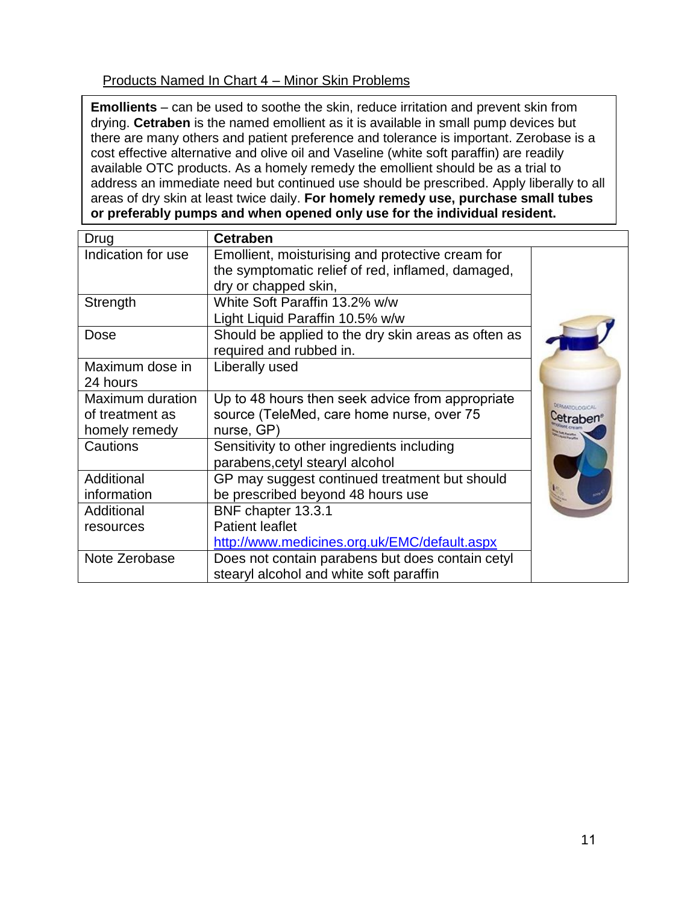Products Named In Chart 4 – Minor Skin Problems

**Emollients** – can be used to soothe the skin, reduce irritation and prevent skin from drying. **Cetraben** is the named emollient as it is available in small pump devices but there are many others and patient preference and tolerance is important. Zerobase is a cost effective alternative and olive oil and Vaseline (white soft paraffin) are readily available OTC products. As a homely remedy the emollient should be as a trial to address an immediate need but continued use should be prescribed. Apply liberally to all areas of dry skin at least twice daily. **For homely remedy use, purchase small tubes or preferably pumps and when opened only use for the individual resident.**

| Drug | **Cetraben** |
|---|---|
| Indication for use | Emollient, moisturising and protective cream for the symptomatic relief of red, inflamed, damaged, dry or chapped skin, |
| Strength | White Soft Paraffin 13.2% w/w<br>Light Liquid Paraffin 10.5% w/w |
| Dose | Should be applied to the dry skin areas as often as required and rubbed in. |
| Maximum dose in 24 hours | Liberally used |
| Maximum duration of treatment as homely remedy | Up to 48 hours then seek advice from appropriate source (TeleMed, care home nurse, over 75 nurse, GP) |
| Cautions | Sensitivity to other ingredients including parabens,cetyl stearyl alcohol |
| Additional information | GP may suggest continued treatment but should be prescribed beyond 48 hours use |
| Additional resources | BNF chapter 13.3.1<br>Patient leaflet<br>http://www.medicines.org.uk/EMC/default.aspx |
| Note Zerobase | Does not contain parabens but does contain cetyl stearyl alcohol and white soft paraffin |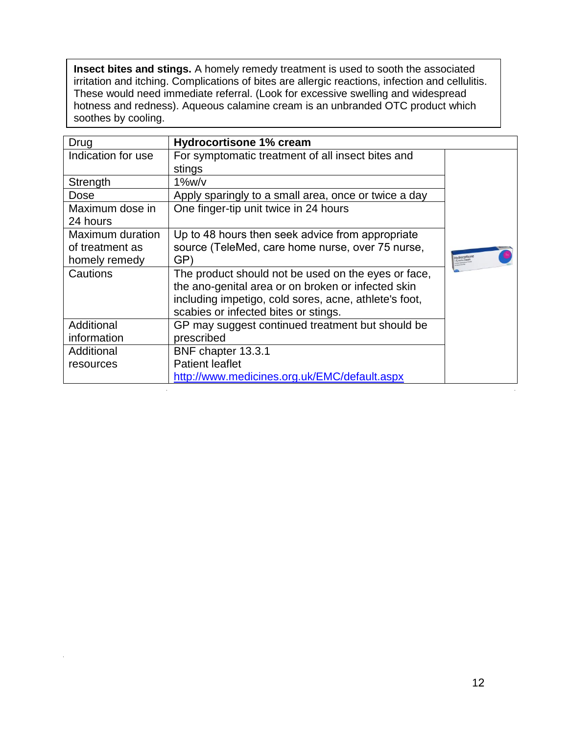**Insect bites and stings.** A homely remedy treatment is used to sooth the associated irritation and itching. Complications of bites are allergic reactions, infection and cellulitis. These would need immediate referral. (Look for excessive swelling and widespread hotness and redness). Aqueous calamine cream is an unbranded OTC product which soothes by cooling.

| Drug | **Hydrocortisone 1% cream** |
|---|---|
| Indication for use | For symptomatic treatment of all insect bites and stings |
| Strength | 1%w/v |
| Dose | Apply sparingly to a small area, once or twice a day |
| Maximum dose in 24 hours | One finger-tip unit twice in 24 hours |
| Maximum duration of treatment as homely remedy | Up to 48 hours then seek advice from appropriate source (TeleMed, care home nurse, over 75 nurse, GP) |
| Cautions | The product should not be used on the eyes or face, the ano-genital area or on broken or infected skin including impetigo, cold sores, acne, athlete's foot, scabies or infected bites or stings. |
| Additional information | GP may suggest continued treatment but should be prescribed |
| Additional resources | BNF chapter 13.3.1<br>Patient leaflet<br>http://www.medicines.org.uk/EMC/default.aspx |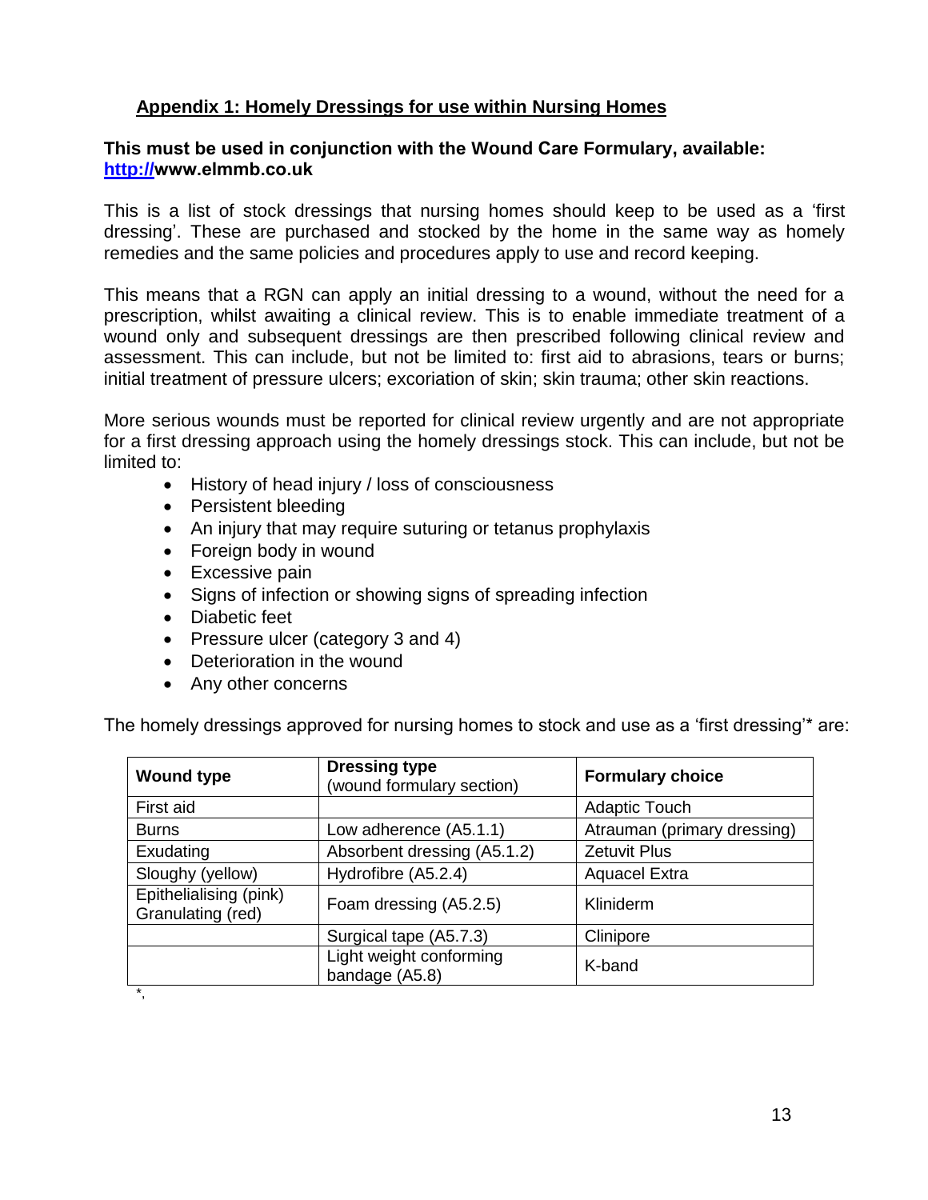## Appendix 1: Homely Dressings for use within Nursing Homes

**This must be used in conjunction with the Wound Care Formulary, available: http://www.elmmb.co.uk**

This is a list of stock dressings that nursing homes should keep to be used as a 'first dressing'. These are purchased and stocked by the home in the same way as homely remedies and the same policies and procedures apply to use and record keeping.

This means that a RGN can apply an initial dressing to a wound, without the need for a prescription, whilst awaiting a clinical review. This is to enable immediate treatment of a wound only and subsequent dressings are then prescribed following clinical review and assessment. This can include, but not be limited to: first aid to abrasions, tears or burns; initial treatment of pressure ulcers; excoriation of skin; skin trauma; other skin reactions.

More serious wounds must be reported for clinical review urgently and are not appropriate for a first dressing approach using the homely dressings stock. This can include, but not be limited to:

- History of head injury / loss of consciousness
- Persistent bleeding
- An injury that may require suturing or tetanus prophylaxis
- Foreign body in wound
- Excessive pain
- Signs of infection or showing signs of spreading infection
- Diabetic feet
- Pressure ulcer (category 3 and 4)
- Deterioration in the wound
- Any other concerns

The homely dressings approved for nursing homes to stock and use as a 'first dressing'* are:

| Wound type | Dressing type (wound formulary section) | Formulary choice |
|---|---|---|
| First aid | | Adaptic Touch |
| Burns | Low adherence (A5.1.1) | Atrauman (primary dressing) |
| Exudating | Absorbent dressing (A5.1.2) | Zetuvit Plus |
| Sloughy (yellow) | Hydrofibre (A5.2.4) | Aquacel Extra |
| Epithelialising (pink) Granulating (red) | Foam dressing (A5.2.5) | Kliniderm |
| | Surgical tape (A5.7.3) | Clinipore |
| | Light weight conforming bandage (A5.8) | K-band |

*,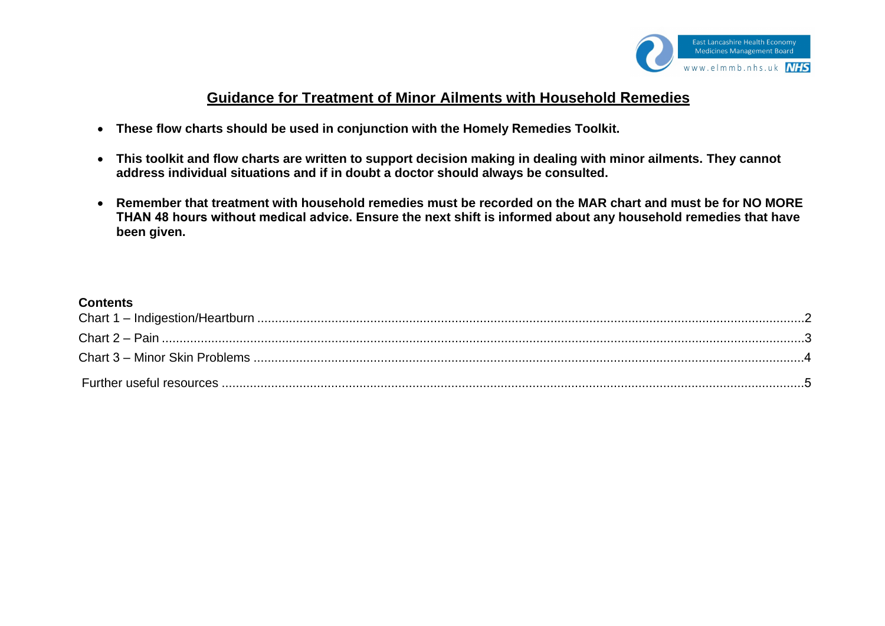## Guidance for Treatment of Minor Ailments with Household Remedies

- **These flow charts should be used in conjunction with the Homely Remedies Toolkit.**
- **This toolkit and flow charts are written to support decision making in dealing with minor ailments. They cannot address individual situations and if in doubt a doctor should always be consulted.**
- **Remember that treatment with household remedies must be recorded on the MAR chart and must be for NO MORE THAN 48 hours without medical advice. Ensure the next shift is informed about any household remedies that have been given.**

### Contents

Chart 1 – Indigestion/Heartburn ....................2
Chart 2 – Pain ....................3
Chart 3 – Minor Skin Problems ....................4
Further useful resources ....................5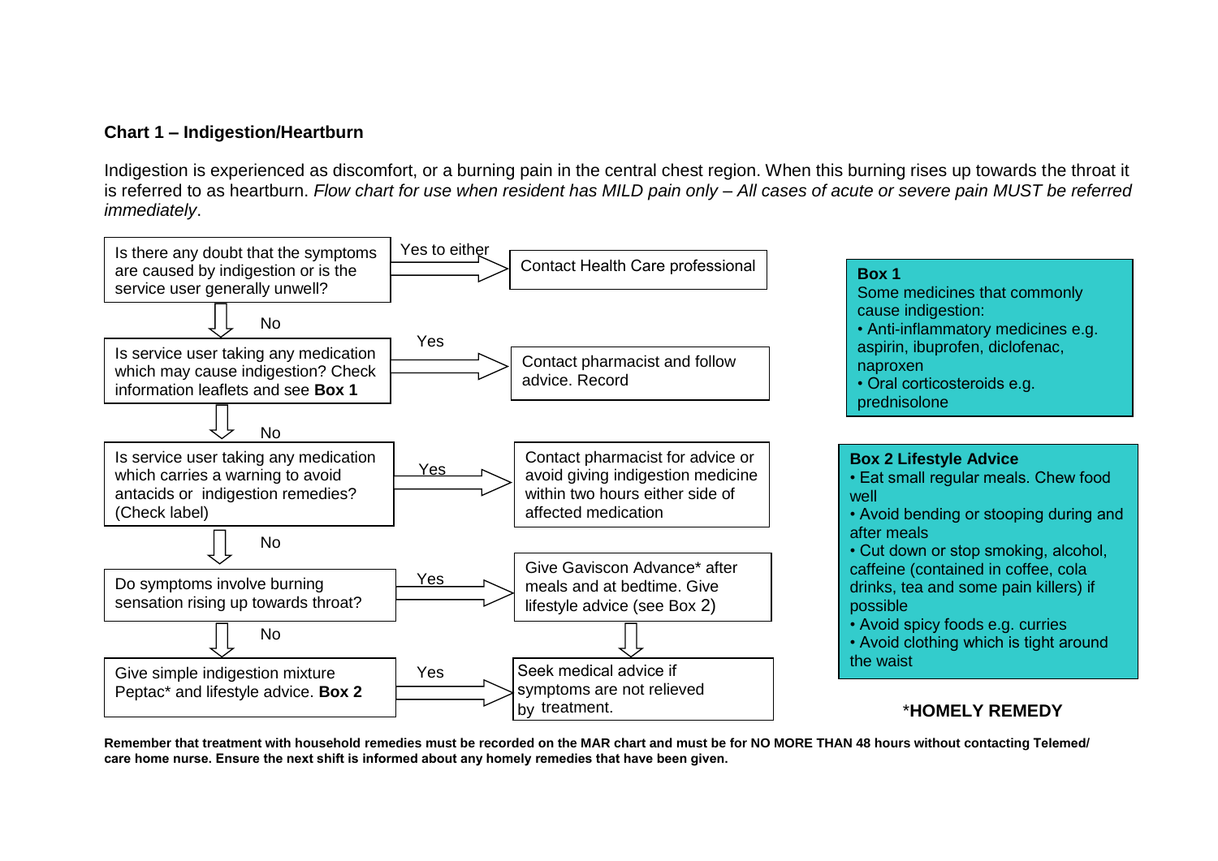## Chart 1 – Indigestion/Heartburn

Indigestion is experienced as discomfort, or a burning pain in the central chest region. When this burning rises up towards the throat it is referred to as heartburn. *Flow chart for use when resident has MILD pain only – All cases of acute or severe pain MUST be referred immediately*.

- Is there any doubt that the symptoms are caused by indigestion or is the service user generally unwell?
  - **Yes to either** → Contact Health Care professional
  - **No** ↓
- Is service user taking any medication which may cause indigestion? Check information leaflets and see **Box 1**
  - **Yes** → Contact pharmacist and follow advice. Record
  - **No** ↓
- Is service user taking any medication which carries a warning to avoid antacids or indigestion remedies? (Check label)
  - **Yes** → Contact pharmacist for advice or avoid giving indigestion medicine within two hours either side of affected medication
  - **No** ↓
- Do symptoms involve burning sensation rising up towards throat?
  - **Yes** → Give Gaviscon Advance* after meals and at bedtime. Give lifestyle advice (see Box 2) ↓ Seek medical advice if symptoms are not relieved by treatment.
  - **No** ↓
- Give simple indigestion mixture Peptac* and lifestyle advice. **Box 2**
  - **Yes** → Seek medical advice if symptoms are not relieved by treatment.

**Box 1**
Some medicines that commonly cause indigestion:
- Anti-inflammatory medicines e.g. aspirin, ibuprofen, diclofenac, naproxen
- Oral corticosteroids e.g. prednisolone

**Box 2 Lifestyle Advice**
- Eat small regular meals. Chew food well
- Avoid bending or stooping during and after meals
- Cut down or stop smoking, alcohol, caffeine (contained in coffee, cola drinks, tea and some pain killers) if possible
- Avoid spicy foods e.g. curries
- Avoid clothing which is tight around the waist

***HOMELY REMEDY**

**Remember that treatment with household remedies must be recorded on the MAR chart and must be for NO MORE THAN 48 hours without contacting Telemed/ care home nurse. Ensure the next shift is informed about any homely remedies that have been given.**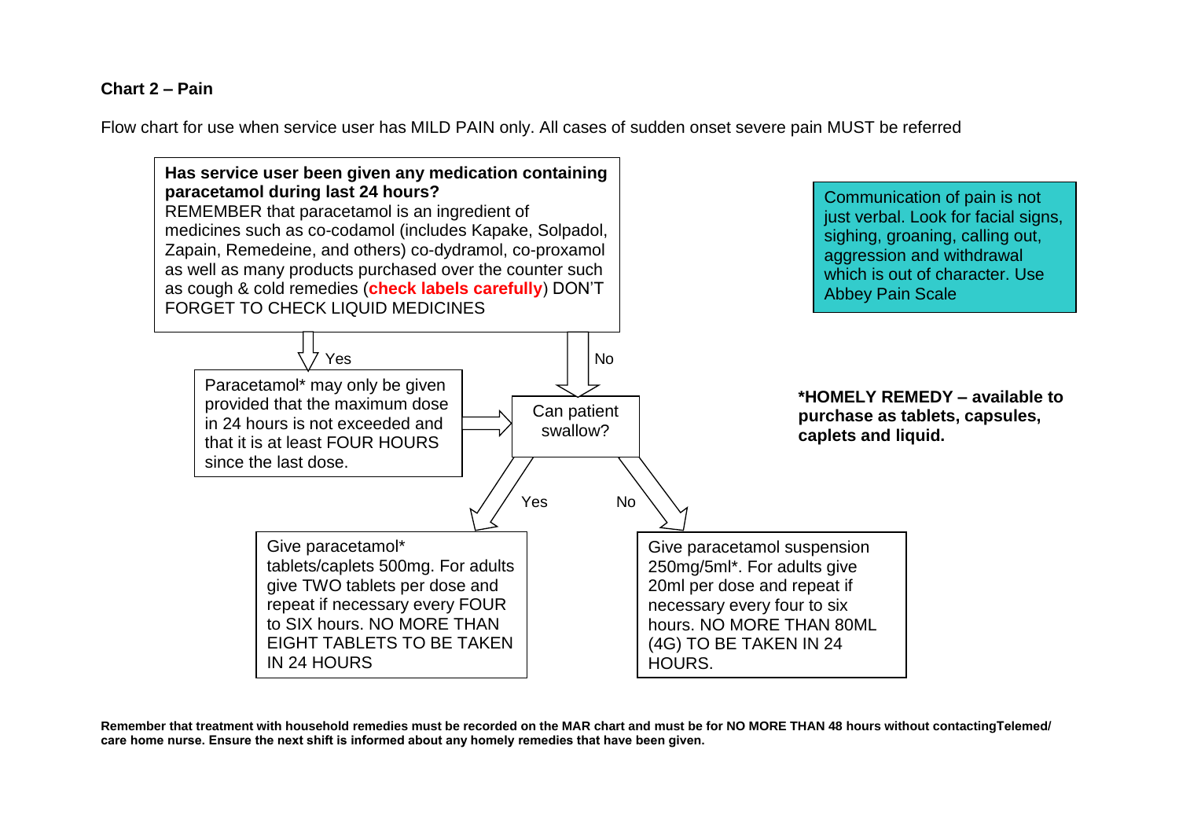**Chart 2 – Pain**

Flow chart for use when service user has MILD PAIN only. All cases of sudden onset severe pain MUST be referred

**Has service user been given any medication containing paracetamol during last 24 hours?**
REMEMBER that paracetamol is an ingredient of medicines such as co-codamol (includes Kapake, Solpadol, Zapain, Remedeine, and others) co-dydramol, co-proxamol as well as many products purchased over the counter such as cough & cold remedies (**check labels carefully**) DON'T FORGET TO CHECK LIQUID MEDICINES

Communication of pain is not just verbal. Look for facial signs, sighing, groaning, calling out, aggression and withdrawal which is out of character. Use Abbey Pain Scale

Yes → Paracetamol* may only be given provided that the maximum dose in 24 hours is not exceeded and that it is at least FOUR HOURS since the last dose. → Can patient swallow?

No → Can patient swallow?

**\*HOMELY REMEDY – available to purchase as tablets, capsules, caplets and liquid.**

Can patient swallow?

- Yes → Give paracetamol* tablets/caplets 500mg. For adults give TWO tablets per dose and repeat if necessary every FOUR to SIX hours. NO MORE THAN EIGHT TABLETS TO BE TAKEN IN 24 HOURS
- No → Give paracetamol suspension 250mg/5ml*. For adults give 20ml per dose and repeat if necessary every four to six hours. NO MORE THAN 80ML (4G) TO BE TAKEN IN 24 HOURS.

**Remember that treatment with household remedies must be recorded on the MAR chart and must be for NO MORE THAN 48 hours without contactingTelemed/ care home nurse. Ensure the next shift is informed about any homely remedies that have been given.**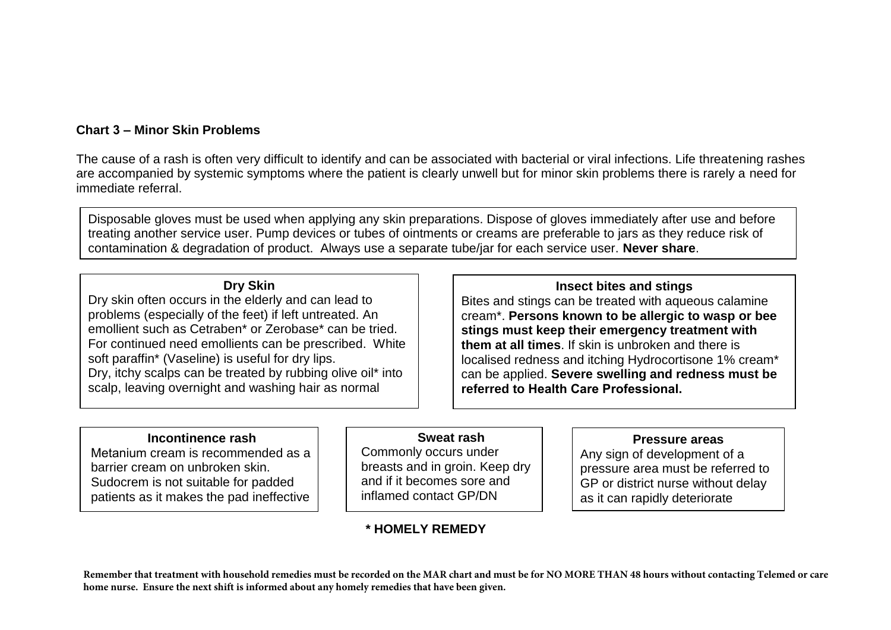## Chart 3 – Minor Skin Problems

The cause of a rash is often very difficult to identify and can be associated with bacterial or viral infections. Life threatening rashes are accompanied by systemic symptoms where the patient is clearly unwell but for minor skin problems there is rarely a need for immediate referral.

Disposable gloves must be used when applying any skin preparations. Dispose of gloves immediately after use and before treating another service user. Pump devices or tubes of ointments or creams are preferable to jars as they reduce risk of contamination & degradation of product. Always use a separate tube/jar for each service user. **Never share**.

### Dry Skin

Dry skin often occurs in the elderly and can lead to problems (especially of the feet) if left untreated. An emollient such as Cetraben* or Zerobase* can be tried. For continued need emollients can be prescribed. White soft paraffin* (Vaseline) is useful for dry lips.
Dry, itchy scalps can be treated by rubbing olive oil* into scalp, leaving overnight and washing hair as normal

### Insect bites and stings

Bites and stings can be treated with aqueous calamine cream*. **Persons known to be allergic to wasp or bee stings must keep their emergency treatment with them at all times**. If skin is unbroken and there is localised redness and itching Hydrocortisone 1% cream* can be applied. **Severe swelling and redness must be referred to Health Care Professional.**

### Incontinence rash

Metanium cream is recommended as a barrier cream on unbroken skin. Sudocrem is not suitable for padded patients as it makes the pad ineffective

### Sweat rash

Commonly occurs under breasts and in groin. Keep dry and if it becomes sore and inflamed contact GP/DN

### Pressure areas

Any sign of development of a pressure area must be referred to GP or district nurse without delay as it can rapidly deteriorate

**\* HOMELY REMEDY**

**Remember that treatment with household remedies must be recorded on the MAR chart and must be for NO MORE THAN 48 hours without contacting Telemed or care home nurse. Ensure the next shift is informed about any homely remedies that have been given.**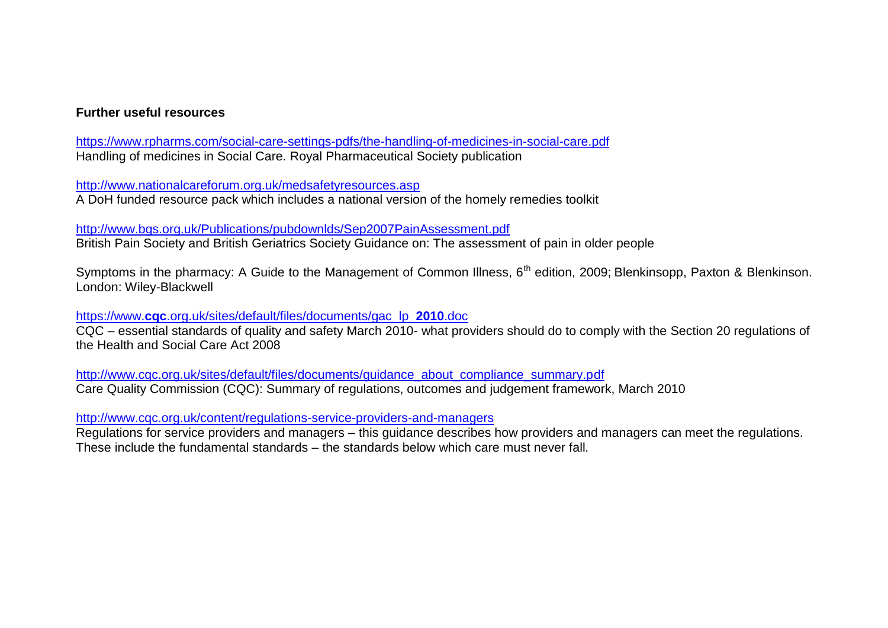**Further useful resources**

https://www.rpharms.com/social-care-settings-pdfs/the-handling-of-medicines-in-social-care.pdf
Handling of medicines in Social Care. Royal Pharmaceutical Society publication

http://www.nationalcareforum.org.uk/medsafetyresources.asp
A DoH funded resource pack which includes a national version of the homely remedies toolkit

http://www.bgs.org.uk/Publications/pubdownlds/Sep2007PainAssessment.pdf
British Pain Society and British Geriatrics Society Guidance on: The assessment of pain in older people

Symptoms in the pharmacy: A Guide to the Management of Common Illness, 6th edition, 2009; Blenkinsopp, Paxton & Blenkinson. London: Wiley-Blackwell

https://www.**cqc**.org.uk/sites/default/files/documents/gac_lp_**2010**.doc
CQC – essential standards of quality and safety March 2010- what providers should do to comply with the Section 20 regulations of the Health and Social Care Act 2008

http://www.cqc.org.uk/sites/default/files/documents/guidance_about_compliance_summary.pdf
Care Quality Commission (CQC): Summary of regulations, outcomes and judgement framework, March 2010

http://www.cqc.org.uk/content/regulations-service-providers-and-managers
Regulations for service providers and managers – this guidance describes how providers and managers can meet the regulations. These include the fundamental standards – the standards below which care must never fall.